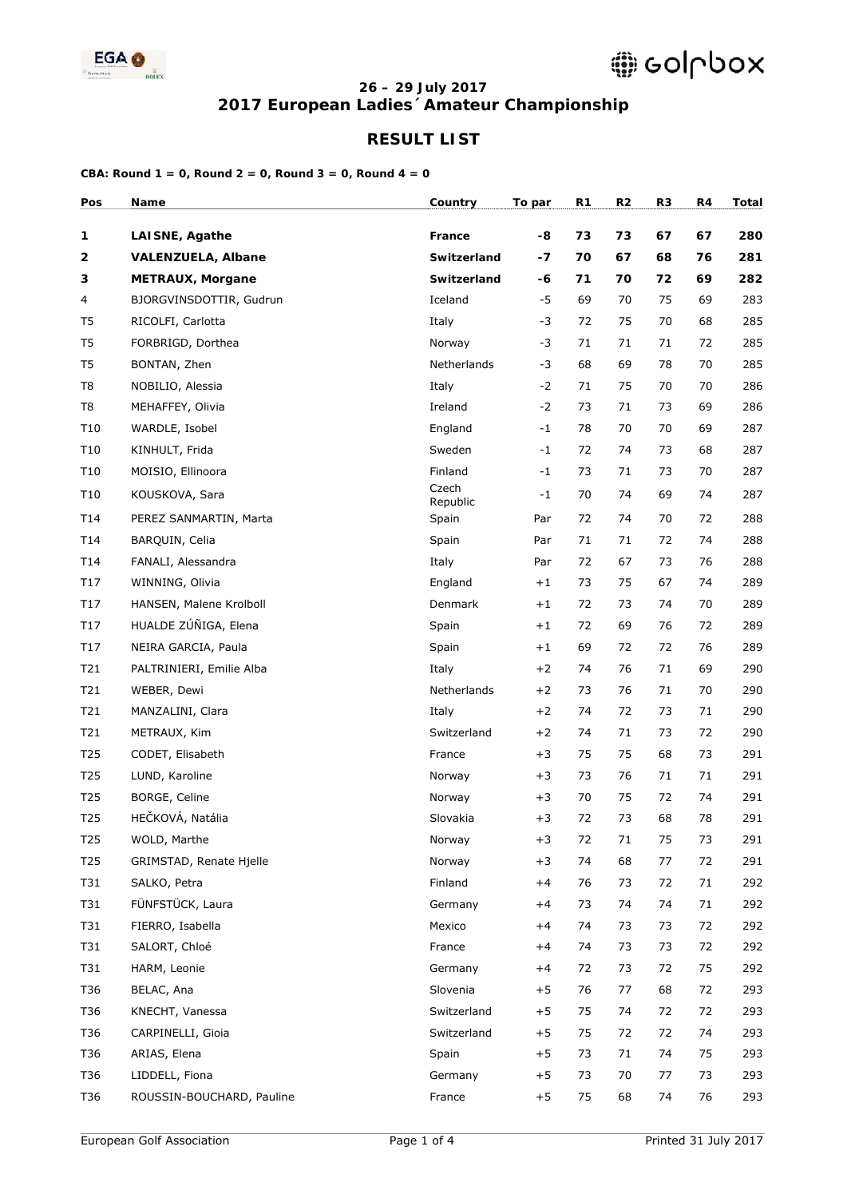**26 – 29 July 2017**

# 2017 European Ladies´ Amateur Championship

## RESULT LIST

**CBA: Round 1 = 0, Round 2 = 0, Round 3 = 0, Round 4 = 0**

| Pos | Name | Country | To par | R1 | R2 | R3 | R4 | Total |
|---|---|---|---|---|---|---|---|---|
| **1** | **LAISNE, Agathe** | **France** | **-8** | **73** | **73** | **67** | **67** | **280** |
| **2** | **VALENZUELA, Albane** | **Switzerland** | **-7** | **70** | **67** | **68** | **76** | **281** |
| **3** | **METRAUX, Morgane** | **Switzerland** | **-6** | **71** | **70** | **72** | **69** | **282** |
| 4 | BJORGVINSDOTTIR, Gudrun | Iceland | -5 | 69 | 70 | 75 | 69 | 283 |
| T5 | RICOLFI, Carlotta | Italy | -3 | 72 | 75 | 70 | 68 | 285 |
| T5 | FORBRIGD, Dorthea | Norway | -3 | 71 | 71 | 71 | 72 | 285 |
| T5 | BONTAN, Zhen | Netherlands | -3 | 68 | 69 | 78 | 70 | 285 |
| T8 | NOBILIO, Alessia | Italy | -2 | 71 | 75 | 70 | 70 | 286 |
| T8 | MEHAFFEY, Olivia | Ireland | -2 | 73 | 71 | 73 | 69 | 286 |
| T10 | WARDLE, Isobel | England | -1 | 78 | 70 | 70 | 69 | 287 |
| T10 | KINHULT, Frida | Sweden | -1 | 72 | 74 | 73 | 68 | 287 |
| T10 | MOISIO, Ellinoora | Finland | -1 | 73 | 71 | 73 | 70 | 287 |
| T10 | KOUSKOVA, Sara | Czech Republic | -1 | 70 | 74 | 69 | 74 | 287 |
| T14 | PEREZ SANMARTIN, Marta | Spain | Par | 72 | 74 | 70 | 72 | 288 |
| T14 | BARQUIN, Celia | Spain | Par | 71 | 71 | 72 | 74 | 288 |
| T14 | FANALI, Alessandra | Italy | Par | 72 | 67 | 73 | 76 | 288 |
| T17 | WINNING, Olivia | England | +1 | 73 | 75 | 67 | 74 | 289 |
| T17 | HANSEN, Malene Krolboll | Denmark | +1 | 72 | 73 | 74 | 70 | 289 |
| T17 | HUALDE ZÚÑIGA, Elena | Spain | +1 | 72 | 69 | 76 | 72 | 289 |
| T17 | NEIRA GARCIA, Paula | Spain | +1 | 69 | 72 | 72 | 76 | 289 |
| T21 | PALTRINIERI, Emilie Alba | Italy | +2 | 74 | 76 | 71 | 69 | 290 |
| T21 | WEBER, Dewi | Netherlands | +2 | 73 | 76 | 71 | 70 | 290 |
| T21 | MANZALINI, Clara | Italy | +2 | 74 | 72 | 73 | 71 | 290 |
| T21 | METRAUX, Kim | Switzerland | +2 | 74 | 71 | 73 | 72 | 290 |
| T25 | CODET, Elisabeth | France | +3 | 75 | 75 | 68 | 73 | 291 |
| T25 | LUND, Karoline | Norway | +3 | 73 | 76 | 71 | 71 | 291 |
| T25 | BORGE, Celine | Norway | +3 | 70 | 75 | 72 | 74 | 291 |
| T25 | HEČKOVÁ, Natália | Slovakia | +3 | 72 | 73 | 68 | 78 | 291 |
| T25 | WOLD, Marthe | Norway | +3 | 72 | 71 | 75 | 73 | 291 |
| T25 | GRIMSTAD, Renate Hjelle | Norway | +3 | 74 | 68 | 77 | 72 | 291 |
| T31 | SALKO, Petra | Finland | +4 | 76 | 73 | 72 | 71 | 292 |
| T31 | FÜNFSTÜCK, Laura | Germany | +4 | 73 | 74 | 74 | 71 | 292 |
| T31 | FIERRO, Isabella | Mexico | +4 | 74 | 73 | 73 | 72 | 292 |
| T31 | SALORT, Chloé | France | +4 | 74 | 73 | 73 | 72 | 292 |
| T31 | HARM, Leonie | Germany | +4 | 72 | 73 | 72 | 75 | 292 |
| T36 | BELAC, Ana | Slovenia | +5 | 76 | 77 | 68 | 72 | 293 |
| T36 | KNECHT, Vanessa | Switzerland | +5 | 75 | 74 | 72 | 72 | 293 |
| T36 | CARPINELLI, Gioia | Switzerland | +5 | 75 | 72 | 72 | 74 | 293 |
| T36 | ARIAS, Elena | Spain | +5 | 73 | 71 | 74 | 75 | 293 |
| T36 | LIDDELL, Fiona | Germany | +5 | 73 | 70 | 77 | 73 | 293 |
| T36 | ROUSSIN-BOUCHARD, Pauline | France | +5 | 75 | 68 | 74 | 76 | 293 |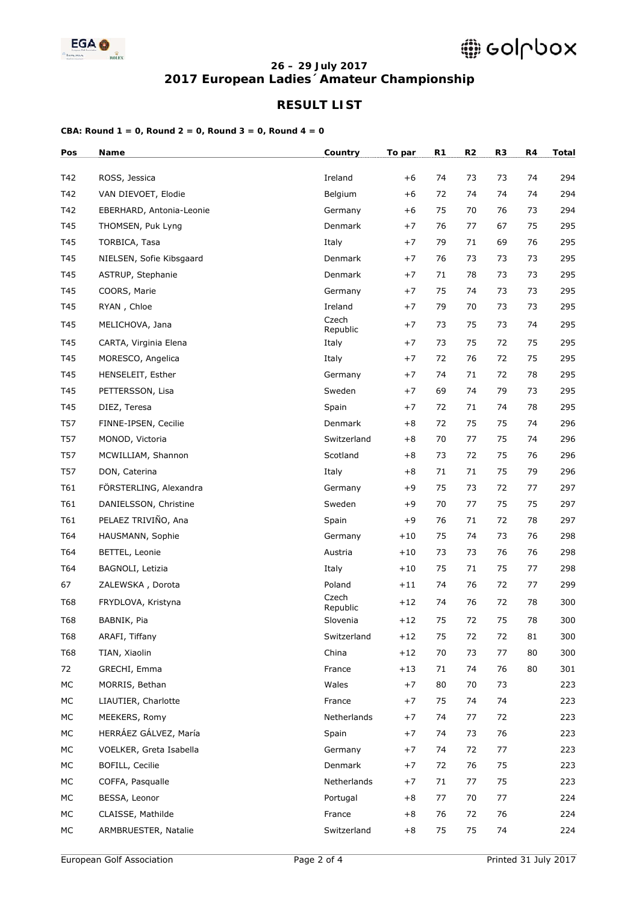## 26 – 29 July 2017
## 2017 European Ladies´ Amateur Championship

### RESULT LIST

**CBA: Round 1 = 0, Round 2 = 0, Round 3 = 0, Round 4 = 0**

| Pos | Name | Country | To par | R1 | R2 | R3 | R4 | Total |
|---|---|---|---|---|---|---|---|---|
| T42 | ROSS, Jessica | Ireland | +6 | 74 | 73 | 73 | 74 | 294 |
| T42 | VAN DIEVOET, Elodie | Belgium | +6 | 72 | 74 | 74 | 74 | 294 |
| T42 | EBERHARD, Antonia-Leonie | Germany | +6 | 75 | 70 | 76 | 73 | 294 |
| T45 | THOMSEN, Puk Lyng | Denmark | +7 | 76 | 77 | 67 | 75 | 295 |
| T45 | TORBICA, Tasa | Italy | +7 | 79 | 71 | 69 | 76 | 295 |
| T45 | NIELSEN, Sofie Kibsgaard | Denmark | +7 | 76 | 73 | 73 | 73 | 295 |
| T45 | ASTRUP, Stephanie | Denmark | +7 | 71 | 78 | 73 | 73 | 295 |
| T45 | COORS, Marie | Germany | +7 | 75 | 74 | 73 | 73 | 295 |
| T45 | RYAN , Chloe | Ireland | +7 | 79 | 70 | 73 | 73 | 295 |
| T45 | MELICHOVA, Jana | Czech Republic | +7 | 73 | 75 | 73 | 74 | 295 |
| T45 | CARTA, Virginia Elena | Italy | +7 | 73 | 75 | 72 | 75 | 295 |
| T45 | MORESCO, Angelica | Italy | +7 | 72 | 76 | 72 | 75 | 295 |
| T45 | HENSELEIT, Esther | Germany | +7 | 74 | 71 | 72 | 78 | 295 |
| T45 | PETTERSSON, Lisa | Sweden | +7 | 69 | 74 | 79 | 73 | 295 |
| T45 | DIEZ, Teresa | Spain | +7 | 72 | 71 | 74 | 78 | 295 |
| T57 | FINNE-IPSEN, Cecilie | Denmark | +8 | 72 | 75 | 75 | 74 | 296 |
| T57 | MONOD, Victoria | Switzerland | +8 | 70 | 77 | 75 | 74 | 296 |
| T57 | MCWILLIAM, Shannon | Scotland | +8 | 73 | 72 | 75 | 76 | 296 |
| T57 | DON, Caterina | Italy | +8 | 71 | 71 | 75 | 79 | 296 |
| T61 | FÖRSTERLING, Alexandra | Germany | +9 | 75 | 73 | 72 | 77 | 297 |
| T61 | DANIELSSON, Christine | Sweden | +9 | 70 | 77 | 75 | 75 | 297 |
| T61 | PELAEZ TRIVIÑO, Ana | Spain | +9 | 76 | 71 | 72 | 78 | 297 |
| T64 | HAUSMANN, Sophie | Germany | +10 | 75 | 74 | 73 | 76 | 298 |
| T64 | BETTEL, Leonie | Austria | +10 | 73 | 73 | 76 | 76 | 298 |
| T64 | BAGNOLI, Letizia | Italy | +10 | 75 | 71 | 75 | 77 | 298 |
| 67 | ZALEWSKA , Dorota | Poland | +11 | 74 | 76 | 72 | 77 | 299 |
| T68 | FRYDLOVA, Kristyna | Czech Republic | +12 | 74 | 76 | 72 | 78 | 300 |
| T68 | BABNIK, Pia | Slovenia | +12 | 75 | 72 | 75 | 78 | 300 |
| T68 | ARAFI, Tiffany | Switzerland | +12 | 75 | 72 | 72 | 81 | 300 |
| T68 | TIAN, Xiaolin | China | +12 | 70 | 73 | 77 | 80 | 300 |
| 72 | GRECHI, Emma | France | +13 | 71 | 74 | 76 | 80 | 301 |
| MC | MORRIS, Bethan | Wales | +7 | 80 | 70 | 73 | | 223 |
| MC | LIAUTIER, Charlotte | France | +7 | 75 | 74 | 74 | | 223 |
| MC | MEEKERS, Romy | Netherlands | +7 | 74 | 77 | 72 | | 223 |
| MC | HERRÁEZ GÁLVEZ, María | Spain | +7 | 74 | 73 | 76 | | 223 |
| MC | VOELKER, Greta Isabella | Germany | +7 | 74 | 72 | 77 | | 223 |
| MC | BOFILL, Cecilie | Denmark | +7 | 72 | 76 | 75 | | 223 |
| MC | COFFA, Pasqualle | Netherlands | +7 | 71 | 77 | 75 | | 223 |
| MC | BESSA, Leonor | Portugal | +8 | 77 | 70 | 77 | | 224 |
| MC | CLAISSE, Mathilde | France | +8 | 76 | 72 | 76 | | 224 |
| MC | ARMBRUESTER, Natalie | Switzerland | +8 | 75 | 75 | 74 | | 224 |

European Golf Association — Printed 31 July 2017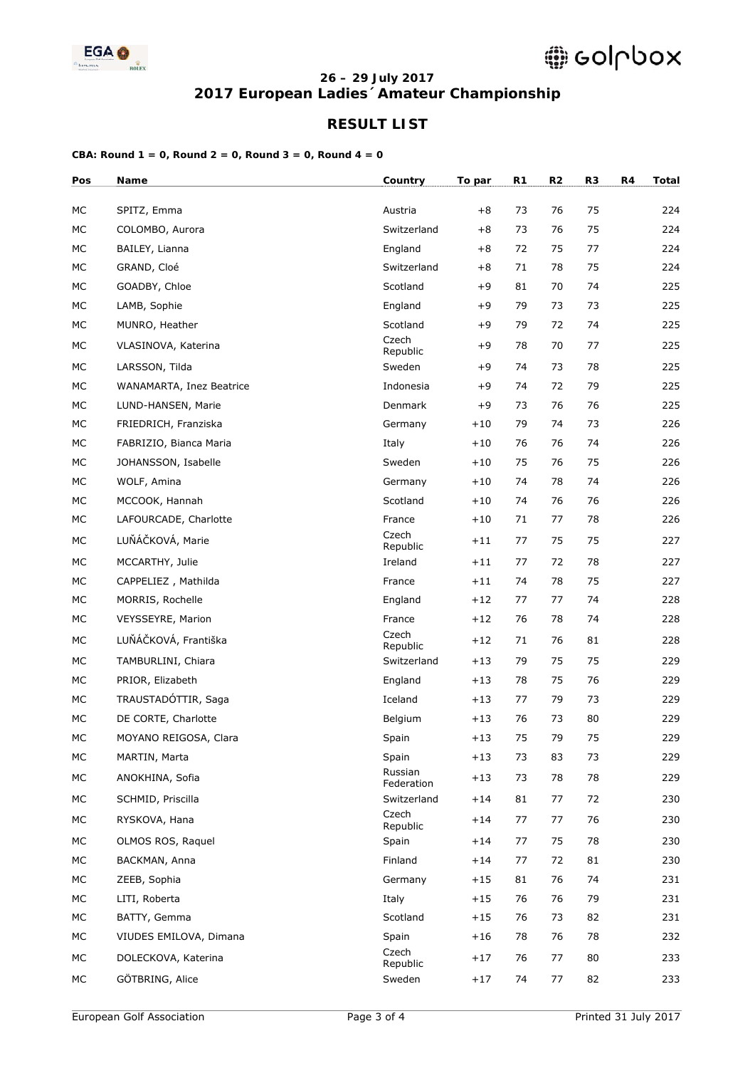**26 – 29 July 2017**
**2017 European Ladies´ Amateur Championship**

## RESULT LIST

**CBA: Round 1 = 0, Round 2 = 0, Round 3 = 0, Round 4 = 0**

| Pos | Name | Country | To par | R1 | R2 | R3 | R4 | Total |
|---|---|---|---|---|---|---|---|---|
| MC | SPITZ, Emma | Austria | +8 | 73 | 76 | 75 | | 224 |
| MC | COLOMBO, Aurora | Switzerland | +8 | 73 | 76 | 75 | | 224 |
| MC | BAILEY, Lianna | England | +8 | 72 | 75 | 77 | | 224 |
| MC | GRAND, Cloé | Switzerland | +8 | 71 | 78 | 75 | | 224 |
| MC | GOADBY, Chloe | Scotland | +9 | 81 | 70 | 74 | | 225 |
| MC | LAMB, Sophie | England | +9 | 79 | 73 | 73 | | 225 |
| MC | MUNRO, Heather | Scotland | +9 | 79 | 72 | 74 | | 225 |
| MC | VLASINOVA, Katerina | Czech Republic | +9 | 78 | 70 | 77 | | 225 |
| MC | LARSSON, Tilda | Sweden | +9 | 74 | 73 | 78 | | 225 |
| MC | WANAMARTA, Inez Beatrice | Indonesia | +9 | 74 | 72 | 79 | | 225 |
| MC | LUND-HANSEN, Marie | Denmark | +9 | 73 | 76 | 76 | | 225 |
| MC | FRIEDRICH, Franziska | Germany | +10 | 79 | 74 | 73 | | 226 |
| MC | FABRIZIO, Bianca Maria | Italy | +10 | 76 | 76 | 74 | | 226 |
| MC | JOHANSSON, Isabelle | Sweden | +10 | 75 | 76 | 75 | | 226 |
| MC | WOLF, Amina | Germany | +10 | 74 | 78 | 74 | | 226 |
| MC | MCCOOK, Hannah | Scotland | +10 | 74 | 76 | 76 | | 226 |
| MC | LAFOURCADE, Charlotte | France | +10 | 71 | 77 | 78 | | 226 |
| MC | LUŇÁČKOVÁ, Marie | Czech Republic | +11 | 77 | 75 | 75 | | 227 |
| MC | MCCARTHY, Julie | Ireland | +11 | 77 | 72 | 78 | | 227 |
| MC | CAPPELIEZ , Mathilda | France | +11 | 74 | 78 | 75 | | 227 |
| MC | MORRIS, Rochelle | England | +12 | 77 | 77 | 74 | | 228 |
| MC | VEYSSEYRE, Marion | France | +12 | 76 | 78 | 74 | | 228 |
| MC | LUŇÁČKOVÁ, Františka | Czech Republic | +12 | 71 | 76 | 81 | | 228 |
| MC | TAMBURLINI, Chiara | Switzerland | +13 | 79 | 75 | 75 | | 229 |
| MC | PRIOR, Elizabeth | England | +13 | 78 | 75 | 76 | | 229 |
| MC | TRAUSTADÓTTIR, Saga | Iceland | +13 | 77 | 79 | 73 | | 229 |
| MC | DE CORTE, Charlotte | Belgium | +13 | 76 | 73 | 80 | | 229 |
| MC | MOYANO REIGOSA, Clara | Spain | +13 | 75 | 79 | 75 | | 229 |
| MC | MARTIN, Marta | Spain | +13 | 73 | 83 | 73 | | 229 |
| MC | ANOKHINA, Sofia | Russian Federation | +13 | 73 | 78 | 78 | | 229 |
| MC | SCHMID, Priscilla | Switzerland | +14 | 81 | 77 | 72 | | 230 |
| MC | RYSKOVA, Hana | Czech Republic | +14 | 77 | 77 | 76 | | 230 |
| MC | OLMOS ROS, Raquel | Spain | +14 | 77 | 75 | 78 | | 230 |
| MC | BACKMAN, Anna | Finland | +14 | 77 | 72 | 81 | | 230 |
| MC | ZEEB, Sophia | Germany | +15 | 81 | 76 | 74 | | 231 |
| MC | LITI, Roberta | Italy | +15 | 76 | 76 | 79 | | 231 |
| MC | BATTY, Gemma | Scotland | +15 | 76 | 73 | 82 | | 231 |
| MC | VIUDES EMILOVA, Dimana | Spain | +16 | 78 | 76 | 78 | | 232 |
| MC | DOLECKOVA, Katerina | Czech Republic | +17 | 76 | 77 | 80 | | 233 |
| MC | GÖTBRING, Alice | Sweden | +17 | 74 | 77 | 82 | | 233 |

European Golf Association — Printed 31 July 2017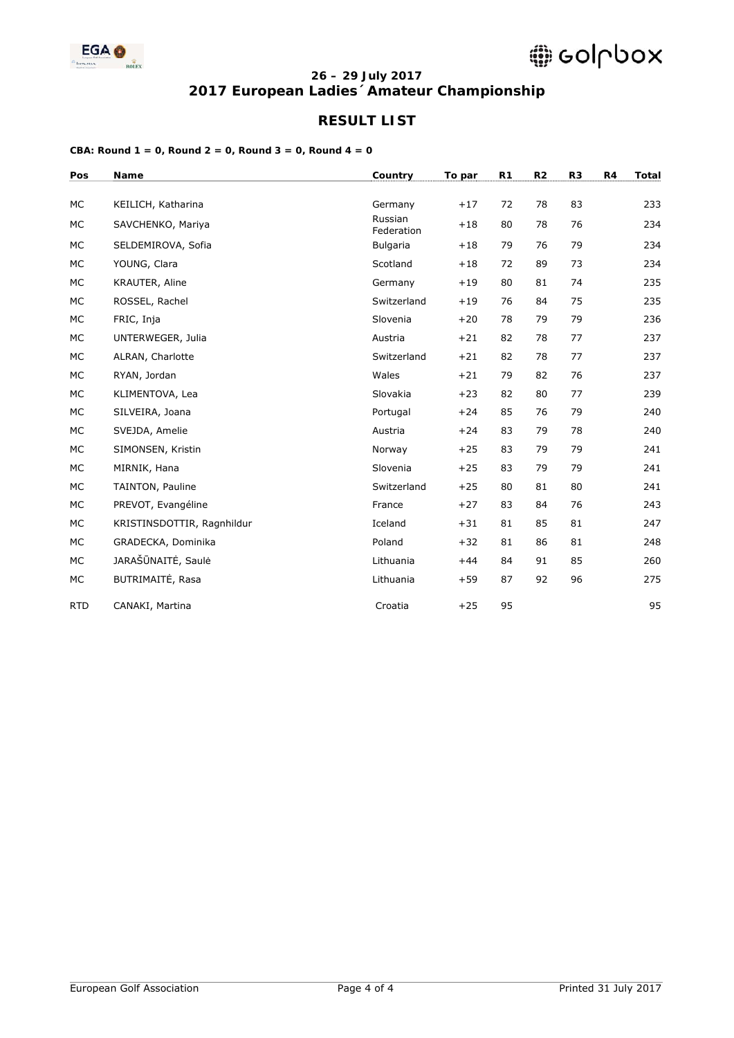26 – 29 July 2017

**2017 European Ladies´Amateur Championship**

## RESULT LIST

**CBA: Round 1 = 0, Round 2 = 0, Round 3 = 0, Round 4 = 0**

| Pos | Name | Country | To par | R1 | R2 | R3 | R4 | Total |
|---|---|---|---|---|---|---|---|---|
| MC | KEILICH, Katharina | Germany | +17 | 72 | 78 | 83 | | 233 |
| MC | SAVCHENKO, Mariya | Russian Federation | +18 | 80 | 78 | 76 | | 234 |
| MC | SELDEMIROVA, Sofia | Bulgaria | +18 | 79 | 76 | 79 | | 234 |
| MC | YOUNG, Clara | Scotland | +18 | 72 | 89 | 73 | | 234 |
| MC | KRAUTER, Aline | Germany | +19 | 80 | 81 | 74 | | 235 |
| MC | ROSSEL, Rachel | Switzerland | +19 | 76 | 84 | 75 | | 235 |
| MC | FRIC, Inja | Slovenia | +20 | 78 | 79 | 79 | | 236 |
| MC | UNTERWEGER, Julia | Austria | +21 | 82 | 78 | 77 | | 237 |
| MC | ALRAN, Charlotte | Switzerland | +21 | 82 | 78 | 77 | | 237 |
| MC | RYAN, Jordan | Wales | +21 | 79 | 82 | 76 | | 237 |
| MC | KLIMENTOVA, Lea | Slovakia | +23 | 82 | 80 | 77 | | 239 |
| MC | SILVEIRA, Joana | Portugal | +24 | 85 | 76 | 79 | | 240 |
| MC | SVEJDA, Amelie | Austria | +24 | 83 | 79 | 78 | | 240 |
| MC | SIMONSEN, Kristin | Norway | +25 | 83 | 79 | 79 | | 241 |
| MC | MIRNIK, Hana | Slovenia | +25 | 83 | 79 | 79 | | 241 |
| MC | TAINTON, Pauline | Switzerland | +25 | 80 | 81 | 80 | | 241 |
| MC | PREVOT, Evangéline | France | +27 | 83 | 84 | 76 | | 243 |
| MC | KRISTINSDOTTIR, Ragnhildur | Iceland | +31 | 81 | 85 | 81 | | 247 |
| MC | GRADECKA, Dominika | Poland | +32 | 81 | 86 | 81 | | 248 |
| MC | JARAŠŪNAITĖ, Saulė | Lithuania | +44 | 84 | 91 | 85 | | 260 |
| MC | BUTRIMAITĖ, Rasa | Lithuania | +59 | 87 | 92 | 96 | | 275 |
| RTD | CANAKI, Martina | Croatia | +25 | 95 | | | | 95 |

European Golf Association

Printed 31 July 2017